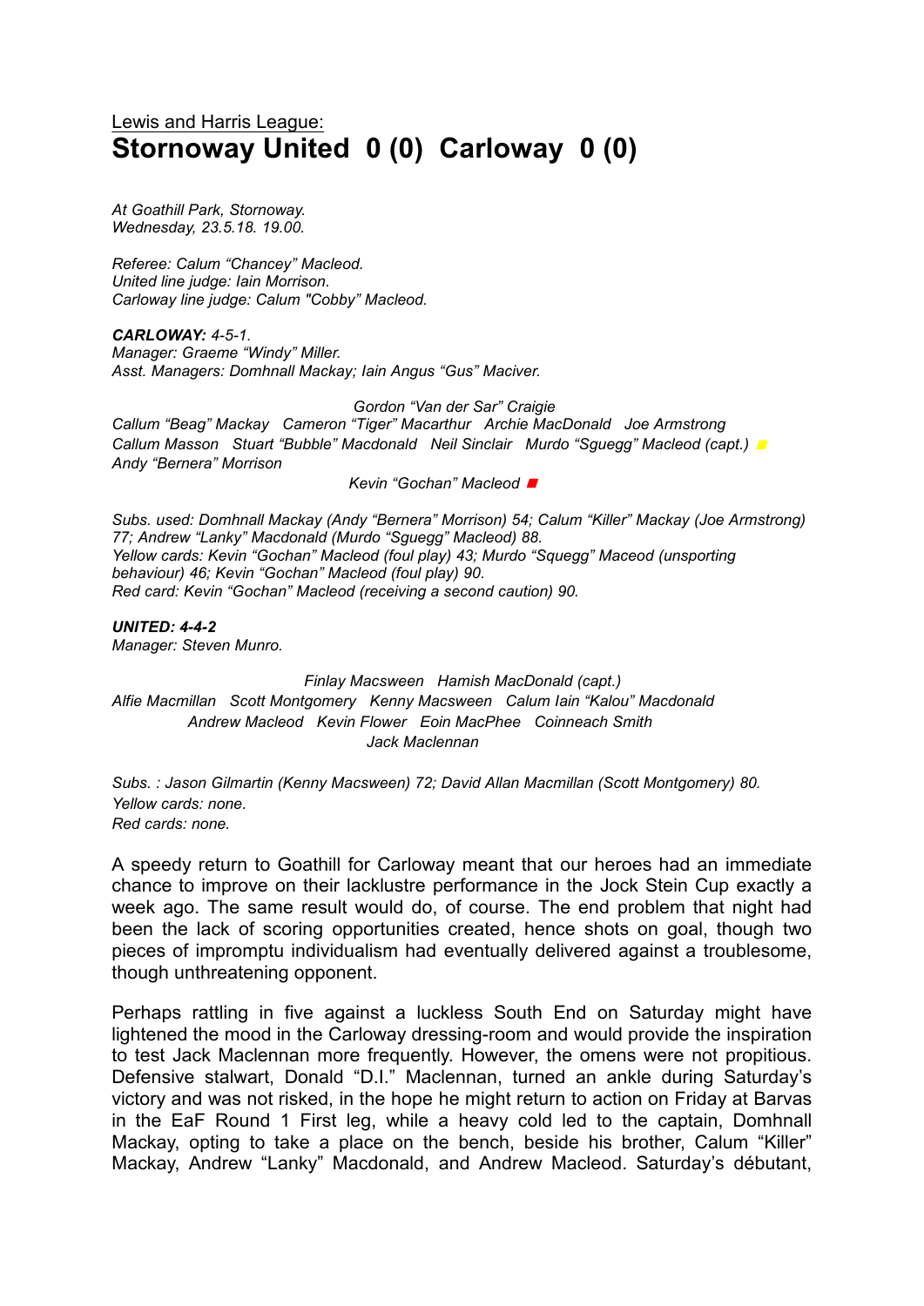Lewis and Harris League:

# Stornoway United 0 (0) Carloway 0 (0)

*At Goathill Park, Stornoway.*
*Wednesday, 23.5.18. 19.00.*

*Referee: Calum "Chancey" Macleod.*
*United line judge: Iain Morrison.*
*Carloway line judge: Calum "Cobby" Macleod.*

***CARLOWAY:** 4-5-1.*
*Manager: Graeme "Windy" Miller.*
*Asst. Managers: Domhnall Mackay; Iain Angus "Gus" Maciver.*

*Gordon "Van der Sar" Craigie*
*Callum "Beag" Mackay Cameron "Tiger" Macarthur Archie MacDonald Joe Armstrong*
*Callum Masson Stuart "Bubble" Macdonald Neil Sinclair Murdo "Sguegg" Macleod (capt.)* ■
*Andy "Bernera" Morrison*
*Kevin "Gochan" Macleod* ■

*Subs. used: Domhnall Mackay (Andy "Bernera" Morrison) 54; Calum "Killer" Mackay (Joe Armstrong) 77; Andrew "Lanky" Macdonald (Murdo "Sguegg" Macleod) 88.*
*Yellow cards: Kevin "Gochan" Macleod (foul play) 43; Murdo "Sguegg" Maceod (unsporting behaviour) 46; Kevin "Gochan" Macleod (foul play) 90.*
*Red card: Kevin "Gochan" Macleod (receiving a second caution) 90.*

***UNITED: 4-4-2***
*Manager: Steven Munro.*

*Finlay Macsween Hamish MacDonald (capt.)*
*Alfie Macmillan Scott Montgomery Kenny Macsween Calum Iain "Kalou" Macdonald*
*Andrew Macleod Kevin Flower Eoin MacPhee Coinneach Smith*
*Jack Maclennan*

*Subs. : Jason Gilmartin (Kenny Macsween) 72; David Allan Macmillan (Scott Montgomery) 80.*
*Yellow cards: none.*
*Red cards: none.*

A speedy return to Goathill for Carloway meant that our heroes had an immediate chance to improve on their lacklustre performance in the Jock Stein Cup exactly a week ago. The same result would do, of course. The end problem that night had been the lack of scoring opportunities created, hence shots on goal, though two pieces of impromptu individualism had eventually delivered against a troublesome, though unthreatening opponent.

Perhaps rattling in five against a luckless South End on Saturday might have lightened the mood in the Carloway dressing-room and would provide the inspiration to test Jack Maclennan more frequently. However, the omens were not propitious. Defensive stalwart, Donald "D.I." Maclennan, turned an ankle during Saturday's victory and was not risked, in the hope he might return to action on Friday at Barvas in the EaF Round 1 First leg, while a heavy cold led to the captain, Domhnall Mackay, opting to take a place on the bench, beside his brother, Calum "Killer" Mackay, Andrew "Lanky" Macdonald, and Andrew Macleod. Saturday's débutant,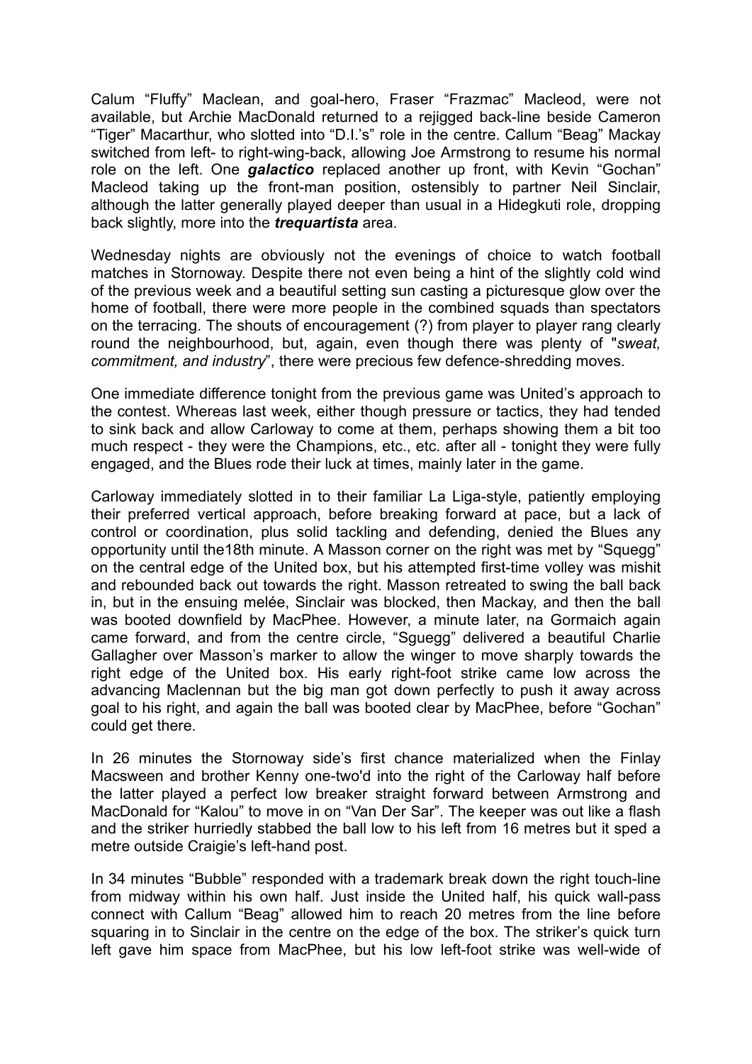Calum "Fluffy" Maclean, and goal-hero, Fraser "Frazmac" Macleod, were not available, but Archie MacDonald returned to a rejigged back-line beside Cameron "Tiger" Macarthur, who slotted into "D.I.'s" role in the centre. Callum "Beag" Mackay switched from left- to right-wing-back, allowing Joe Armstrong to resume his normal role on the left. One ***galactico*** replaced another up front, with Kevin "Gochan" Macleod taking up the front-man position, ostensibly to partner Neil Sinclair, although the latter generally played deeper than usual in a Hidegkuti role, dropping back slightly, more into the ***trequartista*** area.

Wednesday nights are obviously not the evenings of choice to watch football matches in Stornoway. Despite there not even being a hint of the slightly cold wind of the previous week and a beautiful setting sun casting a picturesque glow over the home of football, there were more people in the combined squads than spectators on the terracing. The shouts of encouragement (?) from player to player rang clearly round the neighbourhood, but, again, even though there was plenty of "*sweat, commitment, and industry*", there were precious few defence-shredding moves.

One immediate difference tonight from the previous game was United's approach to the contest. Whereas last week, either though pressure or tactics, they had tended to sink back and allow Carloway to come at them, perhaps showing them a bit too much respect - they were the Champions, etc., etc. after all - tonight they were fully engaged, and the Blues rode their luck at times, mainly later in the game.

Carloway immediately slotted in to their familiar La Liga-style, patiently employing their preferred vertical approach, before breaking forward at pace, but a lack of control or coordination, plus solid tackling and defending, denied the Blues any opportunity until the18th minute. A Masson corner on the right was met by "Squegg" on the central edge of the United box, but his attempted first-time volley was mishit and rebounded back out towards the right. Masson retreated to swing the ball back in, but in the ensuing melée, Sinclair was blocked, then Mackay, and then the ball was booted downfield by MacPhee. However, a minute later, na Gormaich again came forward, and from the centre circle, "Sguegg" delivered a beautiful Charlie Gallagher over Masson's marker to allow the winger to move sharply towards the right edge of the United box. His early right-foot strike came low across the advancing Maclennan but the big man got down perfectly to push it away across goal to his right, and again the ball was booted clear by MacPhee, before "Gochan" could get there.

In 26 minutes the Stornoway side's first chance materialized when the Finlay Macsween and brother Kenny one-two'd into the right of the Carloway half before the latter played a perfect low breaker straight forward between Armstrong and MacDonald for "Kalou" to move in on "Van Der Sar". The keeper was out like a flash and the striker hurriedly stabbed the ball low to his left from 16 metres but it sped a metre outside Craigie's left-hand post.

In 34 minutes "Bubble" responded with a trademark break down the right touch-line from midway within his own half. Just inside the United half, his quick wall-pass connect with Callum "Beag" allowed him to reach 20 metres from the line before squaring in to Sinclair in the centre on the edge of the box. The striker's quick turn left gave him space from MacPhee, but his low left-foot strike was well-wide of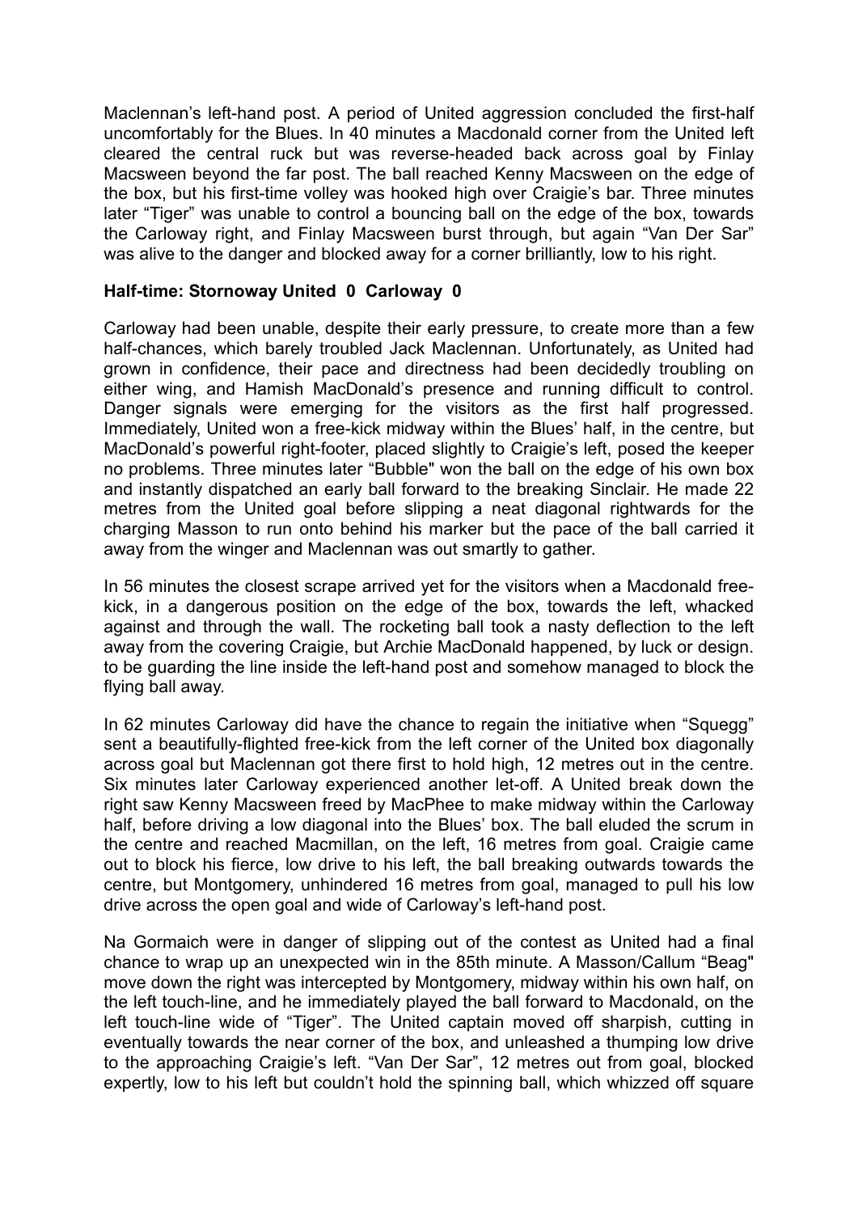Maclennan's left-hand post. A period of United aggression concluded the first-half uncomfortably for the Blues. In 40 minutes a Macdonald corner from the United left cleared the central ruck but was reverse-headed back across goal by Finlay Macsween beyond the far post. The ball reached Kenny Macsween on the edge of the box, but his first-time volley was hooked high over Craigie's bar. Three minutes later "Tiger" was unable to control a bouncing ball on the edge of the box, towards the Carloway right, and Finlay Macsween burst through, but again "Van Der Sar" was alive to the danger and blocked away for a corner brilliantly, low to his right.

**Half-time: Stornoway United 0 Carloway 0**

Carloway had been unable, despite their early pressure, to create more than a few half-chances, which barely troubled Jack Maclennan. Unfortunately, as United had grown in confidence, their pace and directness had been decidedly troubling on either wing, and Hamish MacDonald's presence and running difficult to control. Danger signals were emerging for the visitors as the first half progressed. Immediately, United won a free-kick midway within the Blues' half, in the centre, but MacDonald's powerful right-footer, placed slightly to Craigie's left, posed the keeper no problems. Three minutes later "Bubble" won the ball on the edge of his own box and instantly dispatched an early ball forward to the breaking Sinclair. He made 22 metres from the United goal before slipping a neat diagonal rightwards for the charging Masson to run onto behind his marker but the pace of the ball carried it away from the winger and Maclennan was out smartly to gather.

In 56 minutes the closest scrape arrived yet for the visitors when a Macdonald free-kick, in a dangerous position on the edge of the box, towards the left, whacked against and through the wall. The rocketing ball took a nasty deflection to the left away from the covering Craigie, but Archie MacDonald happened, by luck or design. to be guarding the line inside the left-hand post and somehow managed to block the flying ball away.

In 62 minutes Carloway did have the chance to regain the initiative when "Squegg" sent a beautifully-flighted free-kick from the left corner of the United box diagonally across goal but Maclennan got there first to hold high, 12 metres out in the centre. Six minutes later Carloway experienced another let-off. A United break down the right saw Kenny Macsween freed by MacPhee to make midway within the Carloway half, before driving a low diagonal into the Blues' box. The ball eluded the scrum in the centre and reached Macmillan, on the left, 16 metres from goal. Craigie came out to block his fierce, low drive to his left, the ball breaking outwards towards the centre, but Montgomery, unhindered 16 metres from goal, managed to pull his low drive across the open goal and wide of Carloway's left-hand post.

Na Gormaich were in danger of slipping out of the contest as United had a final chance to wrap up an unexpected win in the 85th minute. A Masson/Callum "Beag" move down the right was intercepted by Montgomery, midway within his own half, on the left touch-line, and he immediately played the ball forward to Macdonald, on the left touch-line wide of "Tiger". The United captain moved off sharpish, cutting in eventually towards the near corner of the box, and unleashed a thumping low drive to the approaching Craigie's left. "Van Der Sar", 12 metres out from goal, blocked expertly, low to his left but couldn't hold the spinning ball, which whizzed off square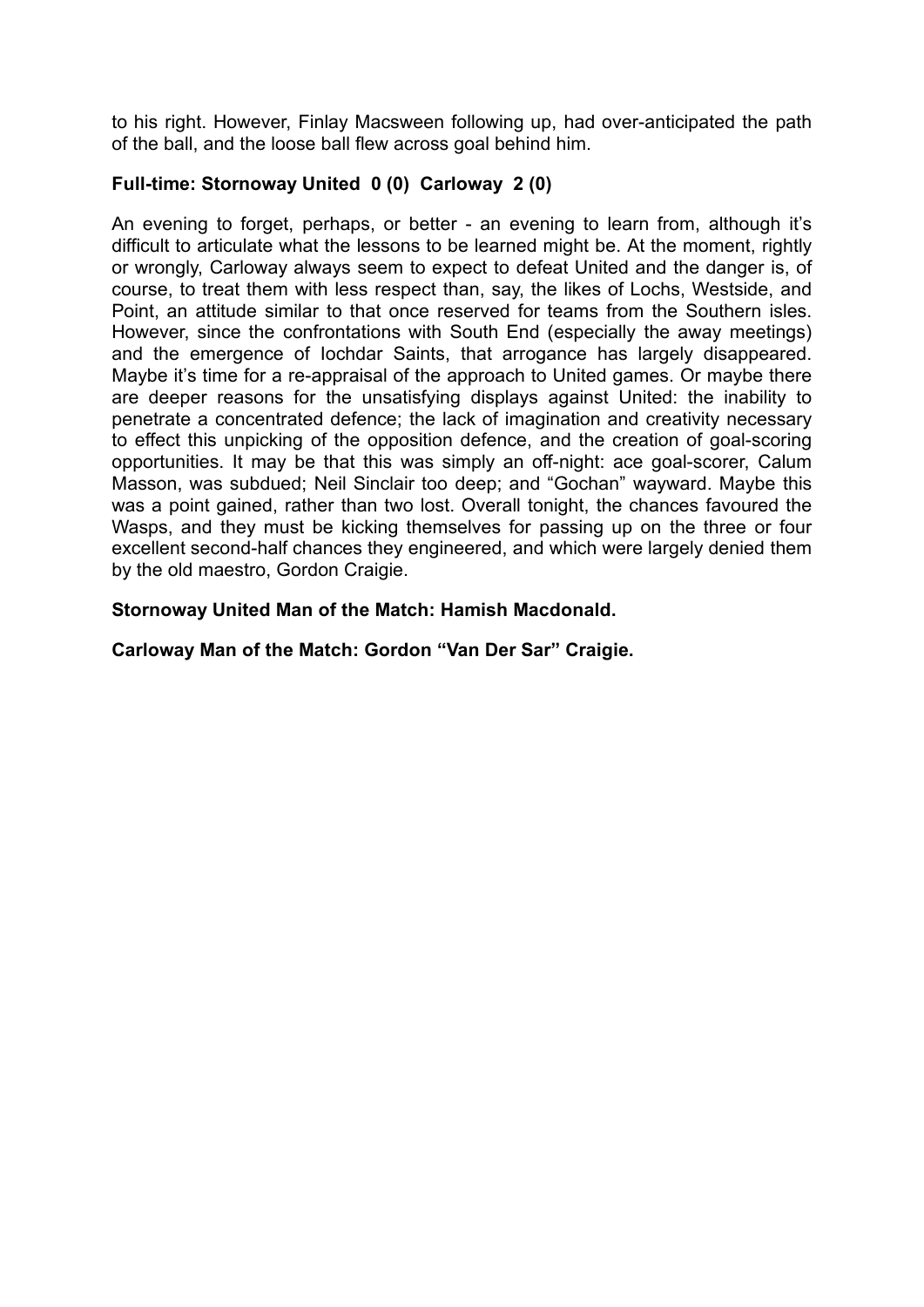to his right. However, Finlay Macsween following up, had over-anticipated the path of the ball, and the loose ball flew across goal behind him.

**Full-time: Stornoway United 0 (0) Carloway 2 (0)**

An evening to forget, perhaps, or better - an evening to learn from, although it's difficult to articulate what the lessons to be learned might be. At the moment, rightly or wrongly, Carloway always seem to expect to defeat United and the danger is, of course, to treat them with less respect than, say, the likes of Lochs, Westside, and Point, an attitude similar to that once reserved for teams from the Southern isles. However, since the confrontations with South End (especially the away meetings) and the emergence of Iochdar Saints, that arrogance has largely disappeared. Maybe it's time for a re-appraisal of the approach to United games. Or maybe there are deeper reasons for the unsatisfying displays against United: the inability to penetrate a concentrated defence; the lack of imagination and creativity necessary to effect this unpicking of the opposition defence, and the creation of goal-scoring opportunities. It may be that this was simply an off-night: ace goal-scorer, Calum Masson, was subdued; Neil Sinclair too deep; and "Gochan" wayward. Maybe this was a point gained, rather than two lost. Overall tonight, the chances favoured the Wasps, and they must be kicking themselves for passing up on the three or four excellent second-half chances they engineered, and which were largely denied them by the old maestro, Gordon Craigie.

**Stornoway United Man of the Match: Hamish Macdonald.**

**Carloway Man of the Match: Gordon "Van Der Sar" Craigie.**